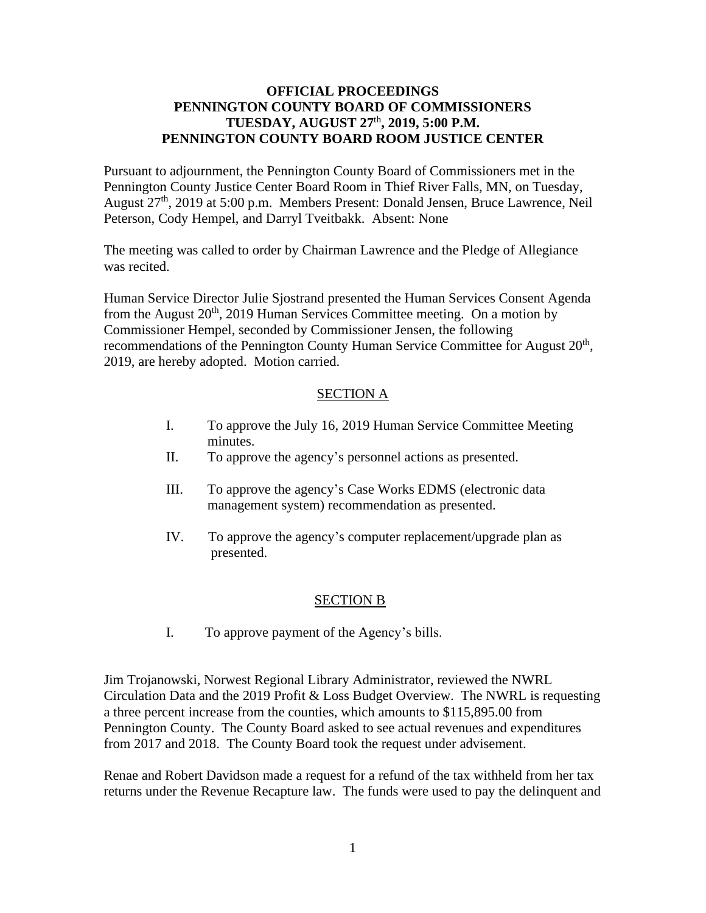**OFFICIAL PROCEEDINGS**
**PENNINGTON COUNTY BOARD OF COMMISSIONERS**
**TUESDAY, AUGUST 27th, 2019, 5:00 P.M.**
**PENNINGTON COUNTY BOARD ROOM JUSTICE CENTER**

Pursuant to adjournment, the Pennington County Board of Commissioners met in the Pennington County Justice Center Board Room in Thief River Falls, MN, on Tuesday, August 27th, 2019 at 5:00 p.m. Members Present: Donald Jensen, Bruce Lawrence, Neil Peterson, Cody Hempel, and Darryl Tveitbakk. Absent: None

The meeting was called to order by Chairman Lawrence and the Pledge of Allegiance was recited.

Human Service Director Julie Sjostrand presented the Human Services Consent Agenda from the August 20th, 2019 Human Services Committee meeting. On a motion by Commissioner Hempel, seconded by Commissioner Jensen, the following recommendations of the Pennington County Human Service Committee for August 20th, 2019, are hereby adopted. Motion carried.

SECTION A

I. To approve the July 16, 2019 Human Service Committee Meeting minutes.

II. To approve the agency's personnel actions as presented.

III. To approve the agency's Case Works EDMS (electronic data management system) recommendation as presented.

IV. To approve the agency's computer replacement/upgrade plan as presented.

SECTION B

I. To approve payment of the Agency's bills.

Jim Trojanowski, Norwest Regional Library Administrator, reviewed the NWRL Circulation Data and the 2019 Profit & Loss Budget Overview. The NWRL is requesting a three percent increase from the counties, which amounts to $115,895.00 from Pennington County. The County Board asked to see actual revenues and expenditures from 2017 and 2018. The County Board took the request under advisement.

Renae and Robert Davidson made a request for a refund of the tax withheld from her tax returns under the Revenue Recapture law. The funds were used to pay the delinquent and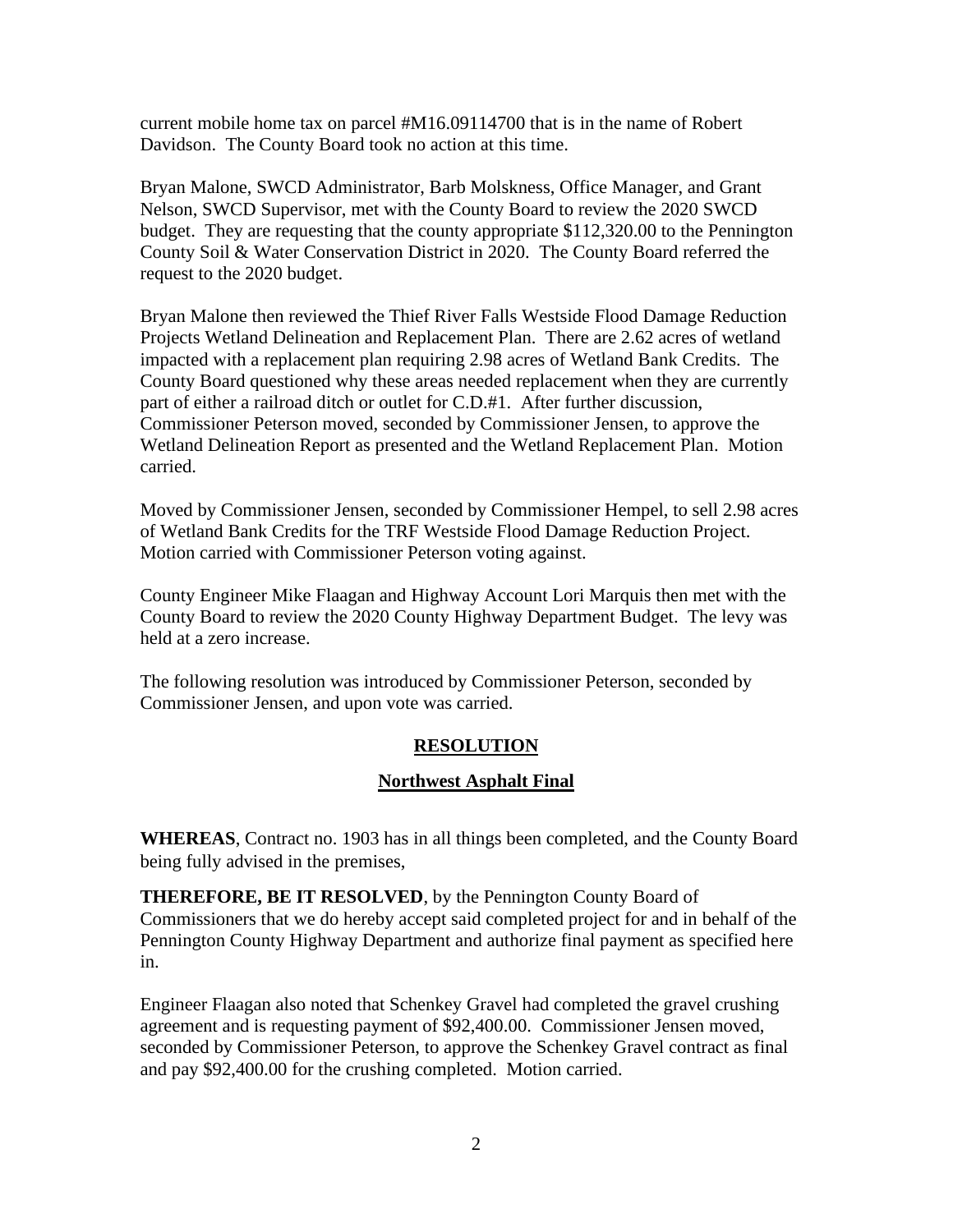current mobile home tax on parcel #M16.09114700 that is in the name of Robert Davidson. The County Board took no action at this time.

Bryan Malone, SWCD Administrator, Barb Molskness, Office Manager, and Grant Nelson, SWCD Supervisor, met with the County Board to review the 2020 SWCD budget. They are requesting that the county appropriate $112,320.00 to the Pennington County Soil & Water Conservation District in 2020. The County Board referred the request to the 2020 budget.

Bryan Malone then reviewed the Thief River Falls Westside Flood Damage Reduction Projects Wetland Delineation and Replacement Plan. There are 2.62 acres of wetland impacted with a replacement plan requiring 2.98 acres of Wetland Bank Credits. The County Board questioned why these areas needed replacement when they are currently part of either a railroad ditch or outlet for C.D.#1. After further discussion, Commissioner Peterson moved, seconded by Commissioner Jensen, to approve the Wetland Delineation Report as presented and the Wetland Replacement Plan. Motion carried.

Moved by Commissioner Jensen, seconded by Commissioner Hempel, to sell 2.98 acres of Wetland Bank Credits for the TRF Westside Flood Damage Reduction Project. Motion carried with Commissioner Peterson voting against.

County Engineer Mike Flaagan and Highway Account Lori Marquis then met with the County Board to review the 2020 County Highway Department Budget. The levy was held at a zero increase.

The following resolution was introduced by Commissioner Peterson, seconded by Commissioner Jensen, and upon vote was carried.

## RESOLUTION

## Northwest Asphalt Final

**WHEREAS**, Contract no. 1903 has in all things been completed, and the County Board being fully advised in the premises,

**THEREFORE, BE IT RESOLVED**, by the Pennington County Board of Commissioners that we do hereby accept said completed project for and in behalf of the Pennington County Highway Department and authorize final payment as specified here in.

Engineer Flaagan also noted that Schenkey Gravel had completed the gravel crushing agreement and is requesting payment of $92,400.00. Commissioner Jensen moved, seconded by Commissioner Peterson, to approve the Schenkey Gravel contract as final and pay $92,400.00 for the crushing completed. Motion carried.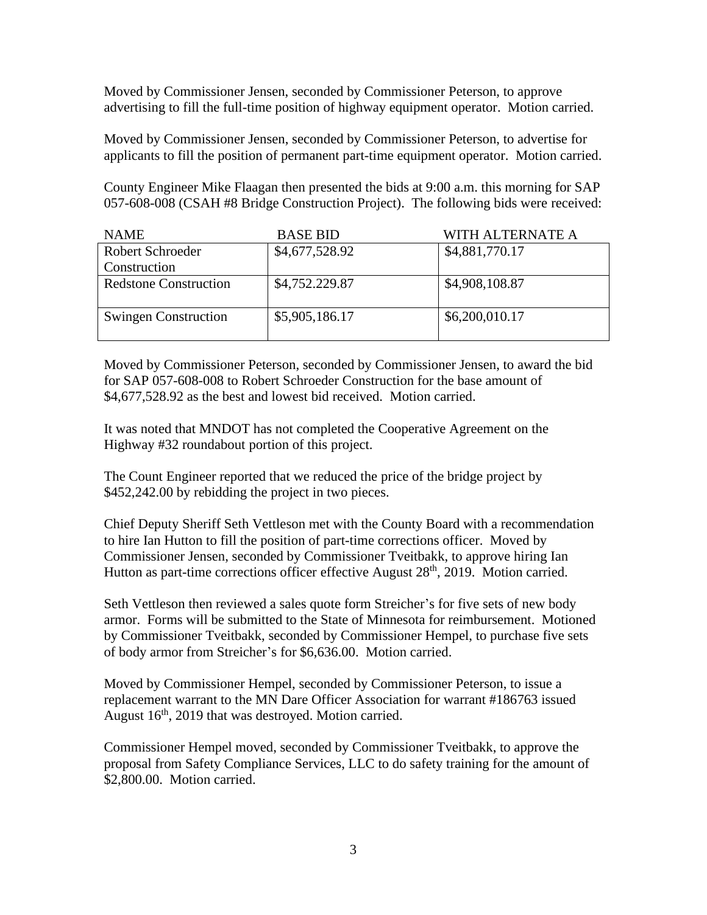Moved by Commissioner Jensen, seconded by Commissioner Peterson, to approve advertising to fill the full-time position of highway equipment operator. Motion carried.

Moved by Commissioner Jensen, seconded by Commissioner Peterson, to advertise for applicants to fill the position of permanent part-time equipment operator. Motion carried.

County Engineer Mike Flaagan then presented the bids at 9:00 a.m. this morning for SAP 057-608-008 (CSAH #8 Bridge Construction Project). The following bids were received:

| NAME | BASE BID | WITH ALTERNATE A |
|---|---|---|
| Robert Schroeder Construction | $4,677,528.92 | $4,881,770.17 |
| Redstone Construction | $4,752.229.87 | $4,908,108.87 |
| Swingen Construction | $5,905,186.17 | $6,200,010.17 |

Moved by Commissioner Peterson, seconded by Commissioner Jensen, to award the bid for SAP 057-608-008 to Robert Schroeder Construction for the base amount of $4,677,528.92 as the best and lowest bid received. Motion carried.

It was noted that MNDOT has not completed the Cooperative Agreement on the Highway #32 roundabout portion of this project.

The Count Engineer reported that we reduced the price of the bridge project by $452,242.00 by rebidding the project in two pieces.

Chief Deputy Sheriff Seth Vettleson met with the County Board with a recommendation to hire Ian Hutton to fill the position of part-time corrections officer. Moved by Commissioner Jensen, seconded by Commissioner Tveitbakk, to approve hiring Ian Hutton as part-time corrections officer effective August 28th, 2019. Motion carried.

Seth Vettleson then reviewed a sales quote form Streicher's for five sets of new body armor. Forms will be submitted to the State of Minnesota for reimbursement. Motioned by Commissioner Tveitbakk, seconded by Commissioner Hempel, to purchase five sets of body armor from Streicher's for $6,636.00. Motion carried.

Moved by Commissioner Hempel, seconded by Commissioner Peterson, to issue a replacement warrant to the MN Dare Officer Association for warrant #186763 issued August 16th, 2019 that was destroyed. Motion carried.

Commissioner Hempel moved, seconded by Commissioner Tveitbakk, to approve the proposal from Safety Compliance Services, LLC to do safety training for the amount of $2,800.00. Motion carried.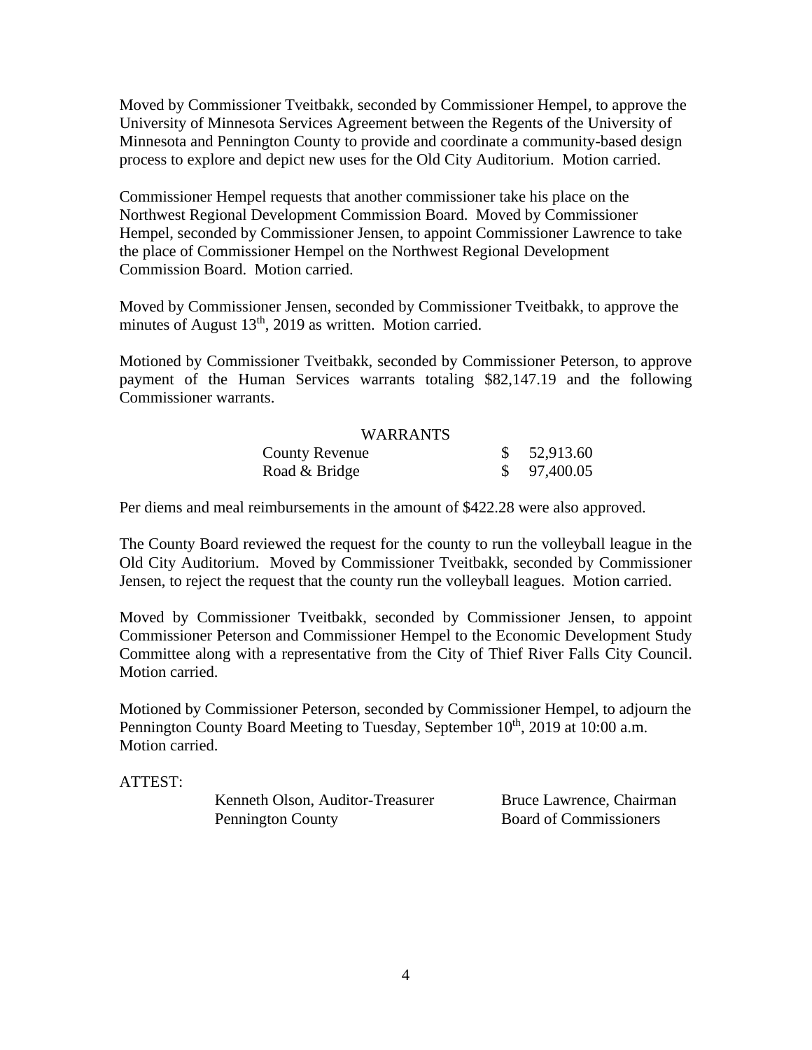Moved by Commissioner Tveitbakk, seconded by Commissioner Hempel, to approve the University of Minnesota Services Agreement between the Regents of the University of Minnesota and Pennington County to provide and coordinate a community-based design process to explore and depict new uses for the Old City Auditorium. Motion carried.

Commissioner Hempel requests that another commissioner take his place on the Northwest Regional Development Commission Board. Moved by Commissioner Hempel, seconded by Commissioner Jensen, to appoint Commissioner Lawrence to take the place of Commissioner Hempel on the Northwest Regional Development Commission Board. Motion carried.

Moved by Commissioner Jensen, seconded by Commissioner Tveitbakk, to approve the minutes of August 13th, 2019 as written. Motion carried.

Motioned by Commissioner Tveitbakk, seconded by Commissioner Peterson, to approve payment of the Human Services warrants totaling $82,147.19 and the following Commissioner warrants.

| WARRANTS | |
|---|---|
| County Revenue | $ 52,913.60 |
| Road & Bridge | $ 97,400.05 |

Per diems and meal reimbursements in the amount of $422.28 were also approved.

The County Board reviewed the request for the county to run the volleyball league in the Old City Auditorium. Moved by Commissioner Tveitbakk, seconded by Commissioner Jensen, to reject the request that the county run the volleyball leagues. Motion carried.

Moved by Commissioner Tveitbakk, seconded by Commissioner Jensen, to appoint Commissioner Peterson and Commissioner Hempel to the Economic Development Study Committee along with a representative from the City of Thief River Falls City Council. Motion carried.

Motioned by Commissioner Peterson, seconded by Commissioner Hempel, to adjourn the Pennington County Board Meeting to Tuesday, September 10th, 2019 at 10:00 a.m. Motion carried.

ATTEST:

Kenneth Olson, Auditor-Treasurer
Pennington County

Bruce Lawrence, Chairman
Board of Commissioners